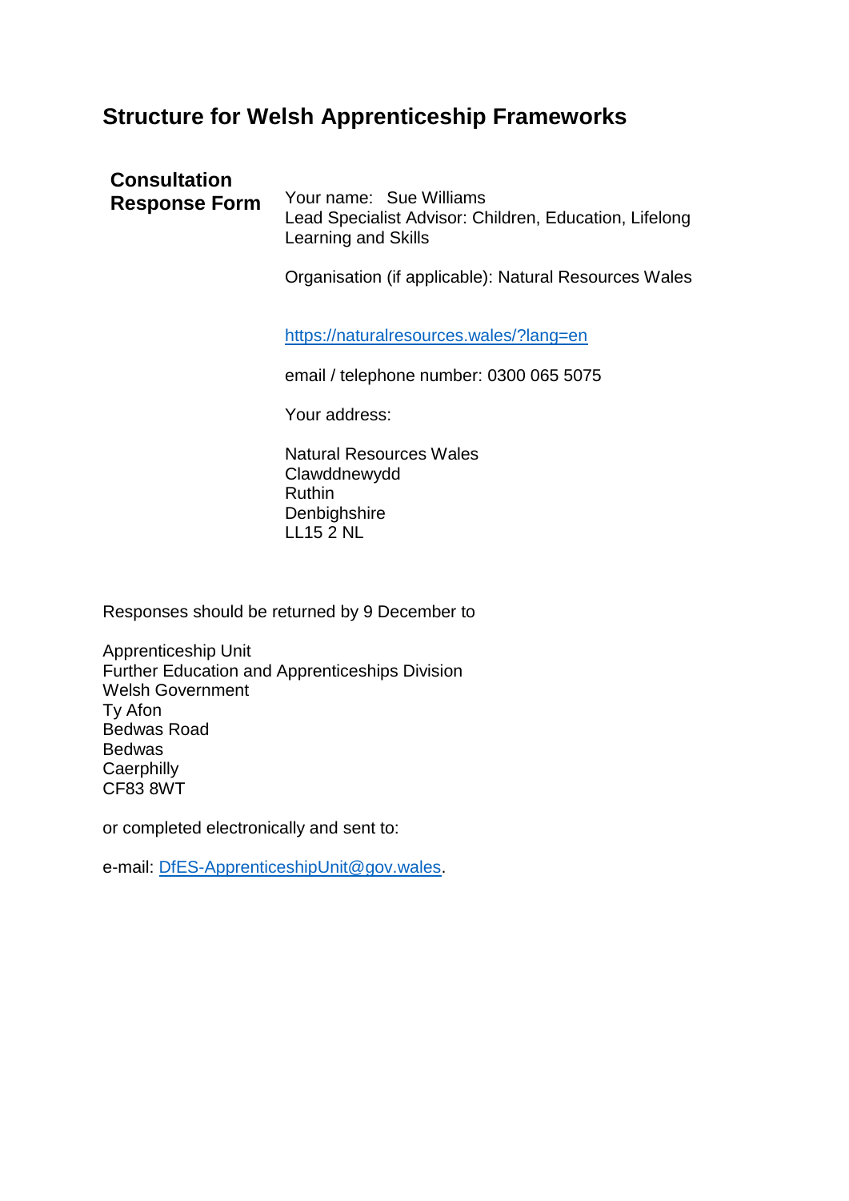# Structure for Welsh Apprenticeship Frameworks

## Consultation Response Form

Your name: Sue Williams
Lead Specialist Advisor: Children, Education, Lifelong Learning and Skills

Organisation (if applicable): Natural Resources Wales

https://naturalresources.wales/?lang=en

email / telephone number: 0300 065 5075

Your address:

Natural Resources Wales
Clawddnewydd
Ruthin
Denbighshire
LL15 2 NL

Responses should be returned by 9 December to

Apprenticeship Unit
Further Education and Apprenticeships Division
Welsh Government
Ty Afon
Bedwas Road
Bedwas
Caerphilly
CF83 8WT

or completed electronically and sent to:

e-mail: DfES-ApprenticeshipUnit@gov.wales.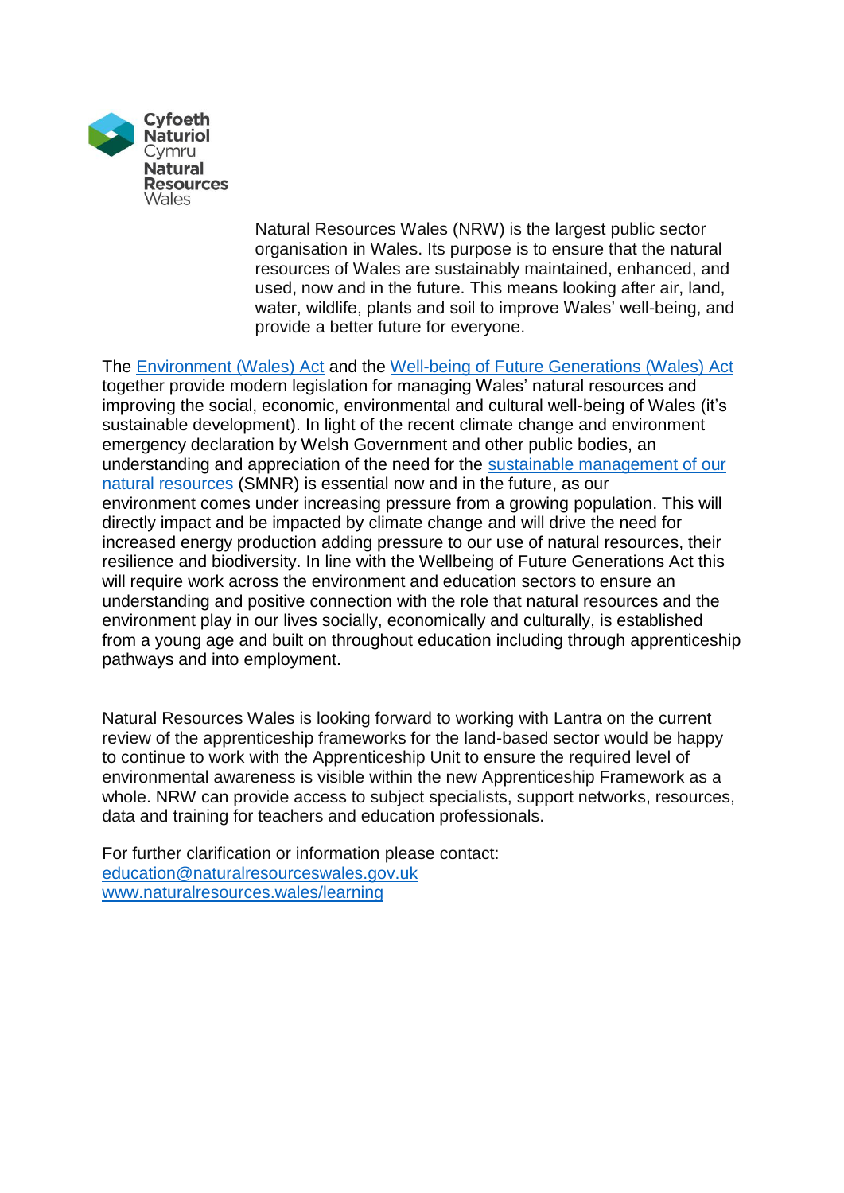Cyfoeth Naturiol Cymru
Natural Resources Wales

Natural Resources Wales (NRW) is the largest public sector organisation in Wales. Its purpose is to ensure that the natural resources of Wales are sustainably maintained, enhanced, and used, now and in the future. This means looking after air, land, water, wildlife, plants and soil to improve Wales' well-being, and provide a better future for everyone.

The Environment (Wales) Act and the Well-being of Future Generations (Wales) Act together provide modern legislation for managing Wales' natural resources and improving the social, economic, environmental and cultural well-being of Wales (it's sustainable development). In light of the recent climate change and environment emergency declaration by Welsh Government and other public bodies, an understanding and appreciation of the need for the sustainable management of our natural resources (SMNR) is essential now and in the future, as our environment comes under increasing pressure from a growing population. This will directly impact and be impacted by climate change and will drive the need for increased energy production adding pressure to our use of natural resources, their resilience and biodiversity. In line with the Wellbeing of Future Generations Act this will require work across the environment and education sectors to ensure an understanding and positive connection with the role that natural resources and the environment play in our lives socially, economically and culturally, is established from a young age and built on throughout education including through apprenticeship pathways and into employment.

Natural Resources Wales is looking forward to working with Lantra on the current review of the apprenticeship frameworks for the land-based sector would be happy to continue to work with the Apprenticeship Unit to ensure the required level of environmental awareness is visible within the new Apprenticeship Framework as a whole. NRW can provide access to subject specialists, support networks, resources, data and training for teachers and education professionals.

For further clarification or information please contact:
education@naturalresourceswales.gov.uk
www.naturalresources.wales/learning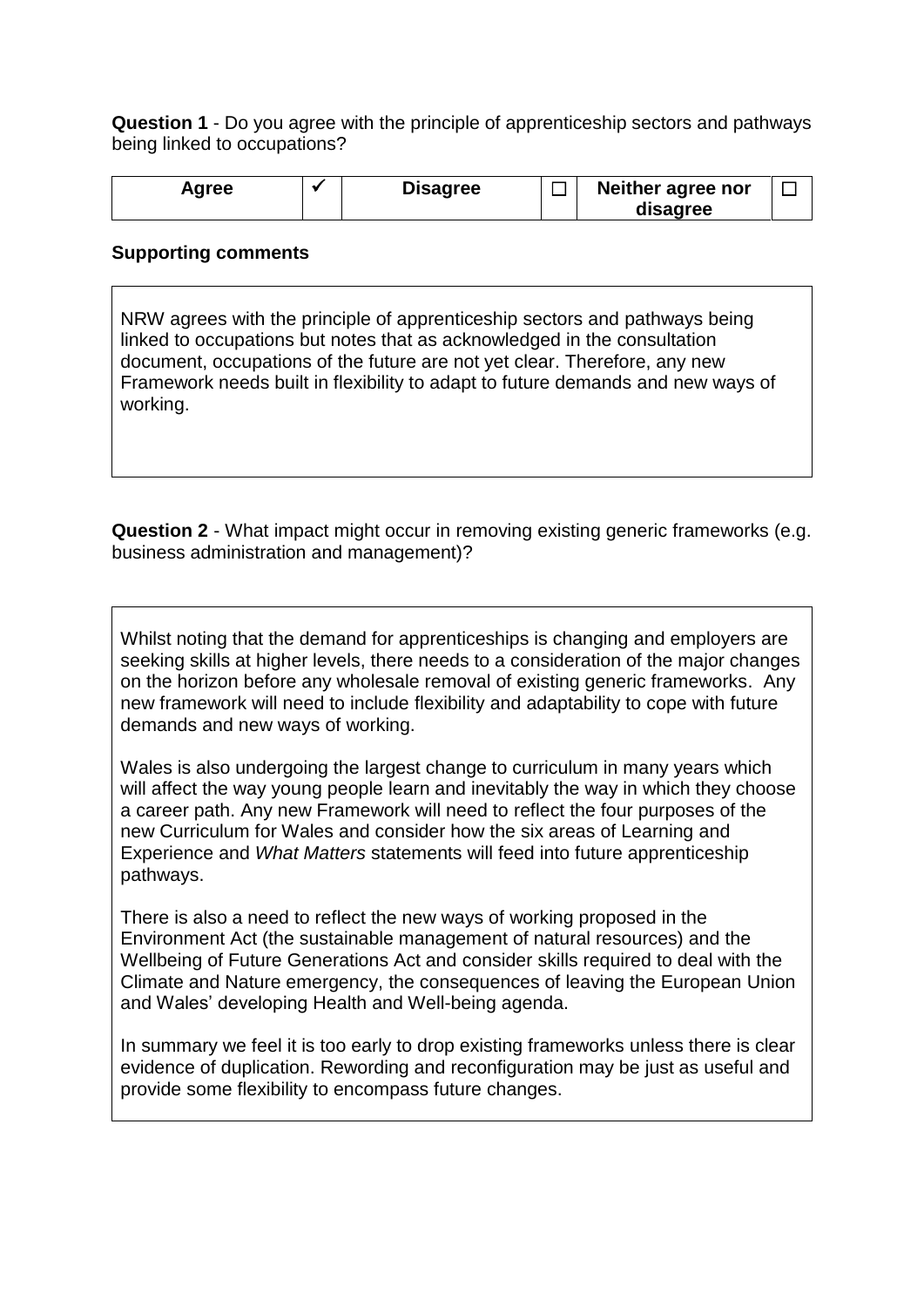**Question 1** - Do you agree with the principle of apprenticeship sectors and pathways being linked to occupations?

| Agree | ✔ | Disagree | ☐ | Neither agree nor disagree | ☐ |
|---|---|---|---|---|---|

**Supporting comments**

NRW agrees with the principle of apprenticeship sectors and pathways being linked to occupations but notes that as acknowledged in the consultation document, occupations of the future are not yet clear. Therefore, any new Framework needs built in flexibility to adapt to future demands and new ways of working.

**Question 2** - What impact might occur in removing existing generic frameworks (e.g. business administration and management)?

Whilst noting that the demand for apprenticeships is changing and employers are seeking skills at higher levels, there needs to a consideration of the major changes on the horizon before any wholesale removal of existing generic frameworks. Any new framework will need to include flexibility and adaptability to cope with future demands and new ways of working.

Wales is also undergoing the largest change to curriculum in many years which will affect the way young people learn and inevitably the way in which they choose a career path. Any new Framework will need to reflect the four purposes of the new Curriculum for Wales and consider how the six areas of Learning and Experience and *What Matters* statements will feed into future apprenticeship pathways.

There is also a need to reflect the new ways of working proposed in the Environment Act (the sustainable management of natural resources) and the Wellbeing of Future Generations Act and consider skills required to deal with the Climate and Nature emergency, the consequences of leaving the European Union and Wales' developing Health and Well-being agenda.

In summary we feel it is too early to drop existing frameworks unless there is clear evidence of duplication. Rewording and reconfiguration may be just as useful and provide some flexibility to encompass future changes.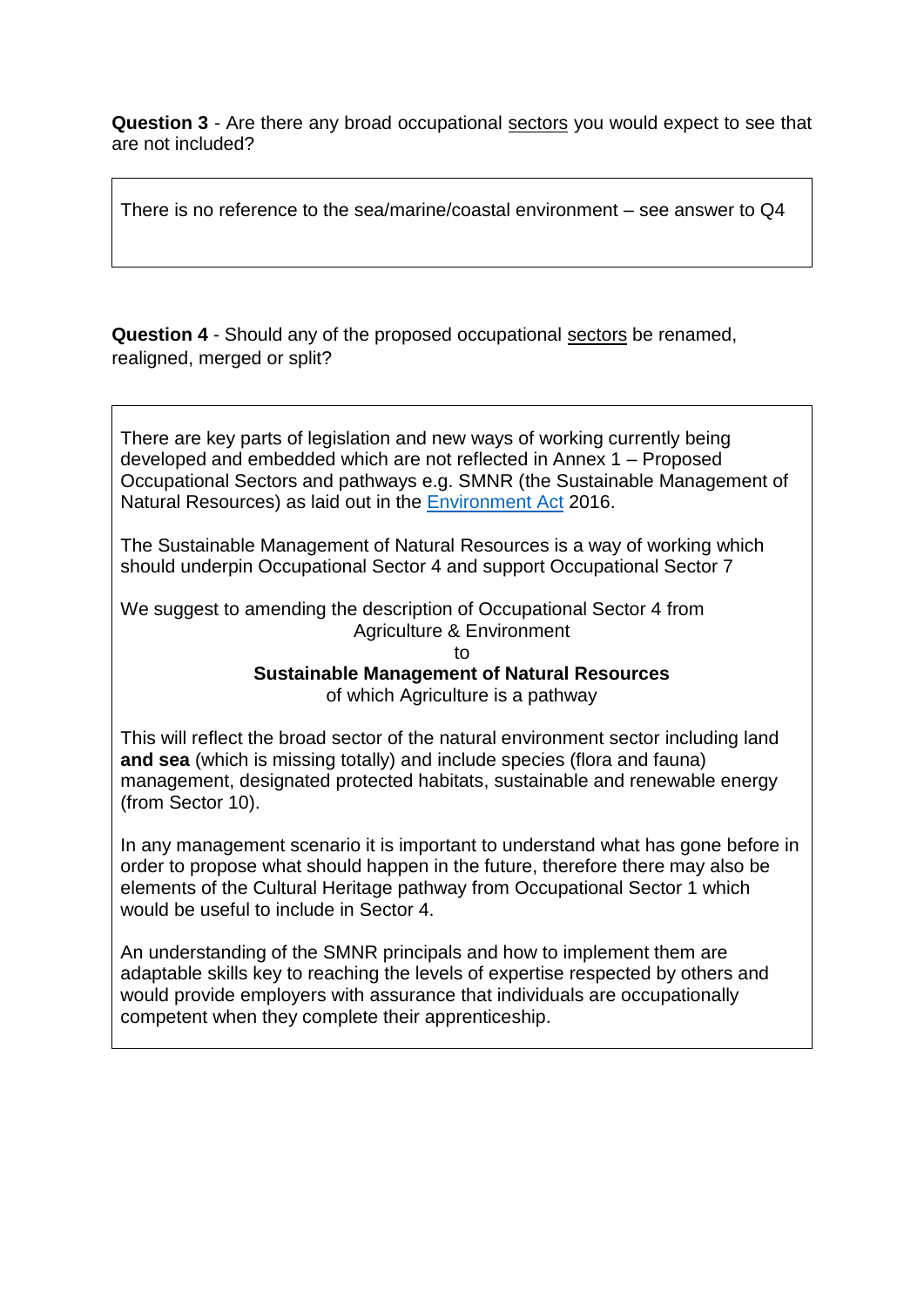**Question 3** - Are there any broad occupational sectors you would expect to see that are not included?

There is no reference to the sea/marine/coastal environment – see answer to Q4

**Question 4** - Should any of the proposed occupational sectors be renamed, realigned, merged or split?

There are key parts of legislation and new ways of working currently being developed and embedded which are not reflected in Annex 1 – Proposed Occupational Sectors and pathways e.g. SMNR (the Sustainable Management of Natural Resources) as laid out in the Environment Act 2016.

The Sustainable Management of Natural Resources is a way of working which should underpin Occupational Sector 4 and support Occupational Sector 7

We suggest to amending the description of Occupational Sector 4 from

Agriculture & Environment

to

**Sustainable Management of Natural Resources**

of which Agriculture is a pathway

This will reflect the broad sector of the natural environment sector including land **and sea** (which is missing totally) and include species (flora and fauna) management, designated protected habitats, sustainable and renewable energy (from Sector 10).

In any management scenario it is important to understand what has gone before in order to propose what should happen in the future, therefore there may also be elements of the Cultural Heritage pathway from Occupational Sector 1 which would be useful to include in Sector 4.

An understanding of the SMNR principals and how to implement them are adaptable skills key to reaching the levels of expertise respected by others and would provide employers with assurance that individuals are occupationally competent when they complete their apprenticeship.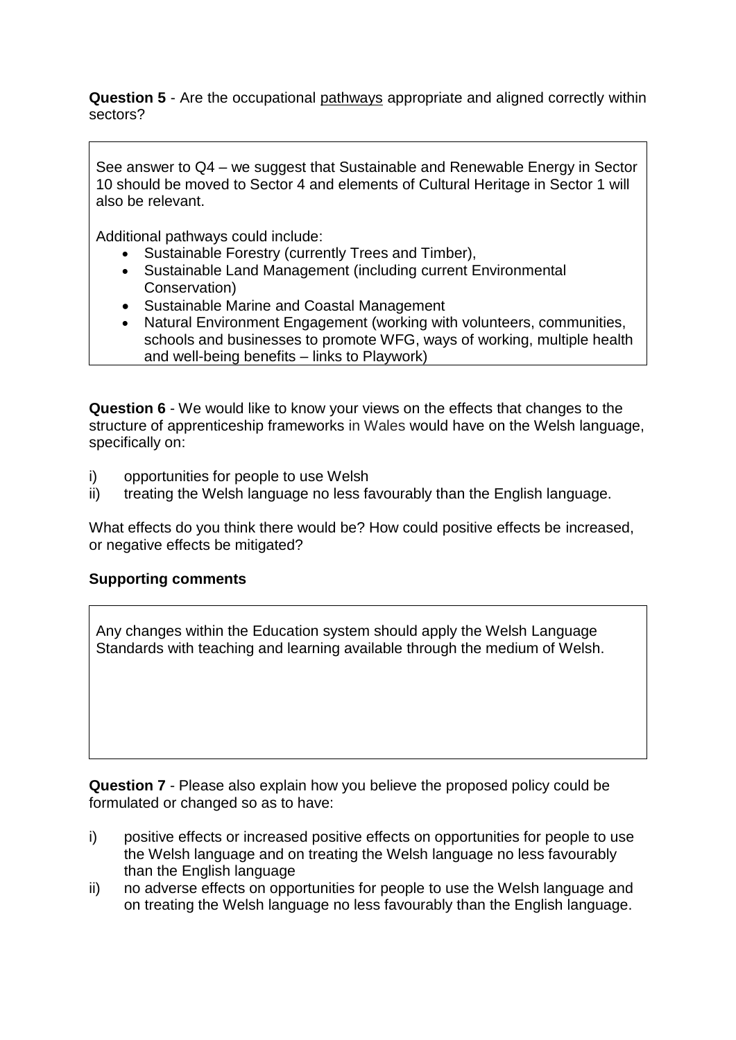**Question 5** - Are the occupational pathways appropriate and aligned correctly within sectors?

See answer to Q4 – we suggest that Sustainable and Renewable Energy in Sector 10 should be moved to Sector 4 and elements of Cultural Heritage in Sector 1 will also be relevant.

Additional pathways could include:

- Sustainable Forestry (currently Trees and Timber),
- Sustainable Land Management (including current Environmental Conservation)
- Sustainable Marine and Coastal Management
- Natural Environment Engagement (working with volunteers, communities, schools and businesses to promote WFG, ways of working, multiple health and well-being benefits – links to Playwork)

**Question 6** - We would like to know your views on the effects that changes to the structure of apprenticeship frameworks in Wales would have on the Welsh language, specifically on:

i) opportunities for people to use Welsh
ii) treating the Welsh language no less favourably than the English language.

What effects do you think there would be? How could positive effects be increased, or negative effects be mitigated?

**Supporting comments**

Any changes within the Education system should apply the Welsh Language Standards with teaching and learning available through the medium of Welsh.

**Question 7** - Please also explain how you believe the proposed policy could be formulated or changed so as to have:

i) positive effects or increased positive effects on opportunities for people to use the Welsh language and on treating the Welsh language no less favourably than the English language
ii) no adverse effects on opportunities for people to use the Welsh language and on treating the Welsh language no less favourably than the English language.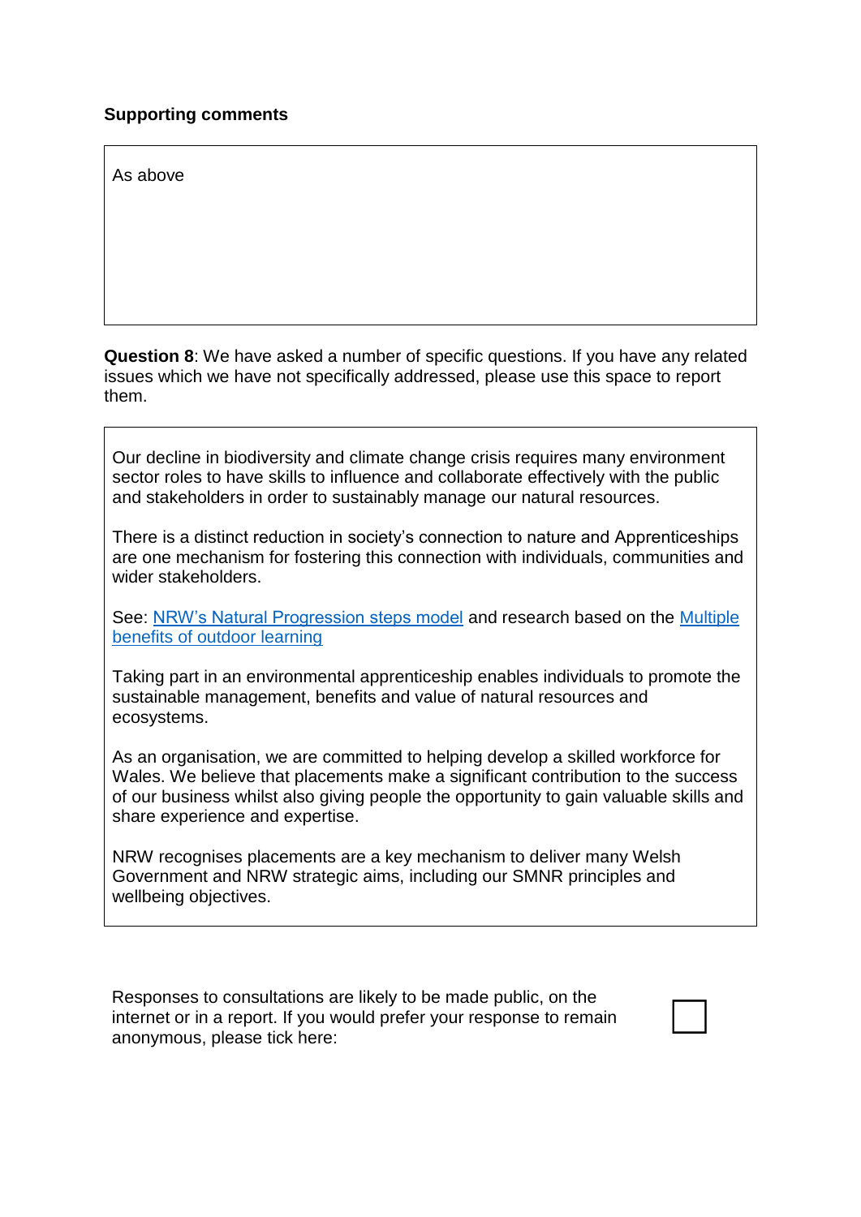**Supporting comments**

As above

**Question 8**: We have asked a number of specific questions. If you have any related issues which we have not specifically addressed, please use this space to report them.

Our decline in biodiversity and climate change crisis requires many environment sector roles to have skills to influence and collaborate effectively with the public and stakeholders in order to sustainably manage our natural resources.

There is a distinct reduction in society's connection to nature and Apprenticeships are one mechanism for fostering this connection with individuals, communities and wider stakeholders.

See: NRW's Natural Progression steps model and research based on the Multiple benefits of outdoor learning

Taking part in an environmental apprenticeship enables individuals to promote the sustainable management, benefits and value of natural resources and ecosystems.

As an organisation, we are committed to helping develop a skilled workforce for Wales. We believe that placements make a significant contribution to the success of our business whilst also giving people the opportunity to gain valuable skills and share experience and expertise.

NRW recognises placements are a key mechanism to deliver many Welsh Government and NRW strategic aims, including our SMNR principles and wellbeing objectives.

Responses to consultations are likely to be made public, on the internet or in a report. If you would prefer your response to remain anonymous, please tick here: ☐